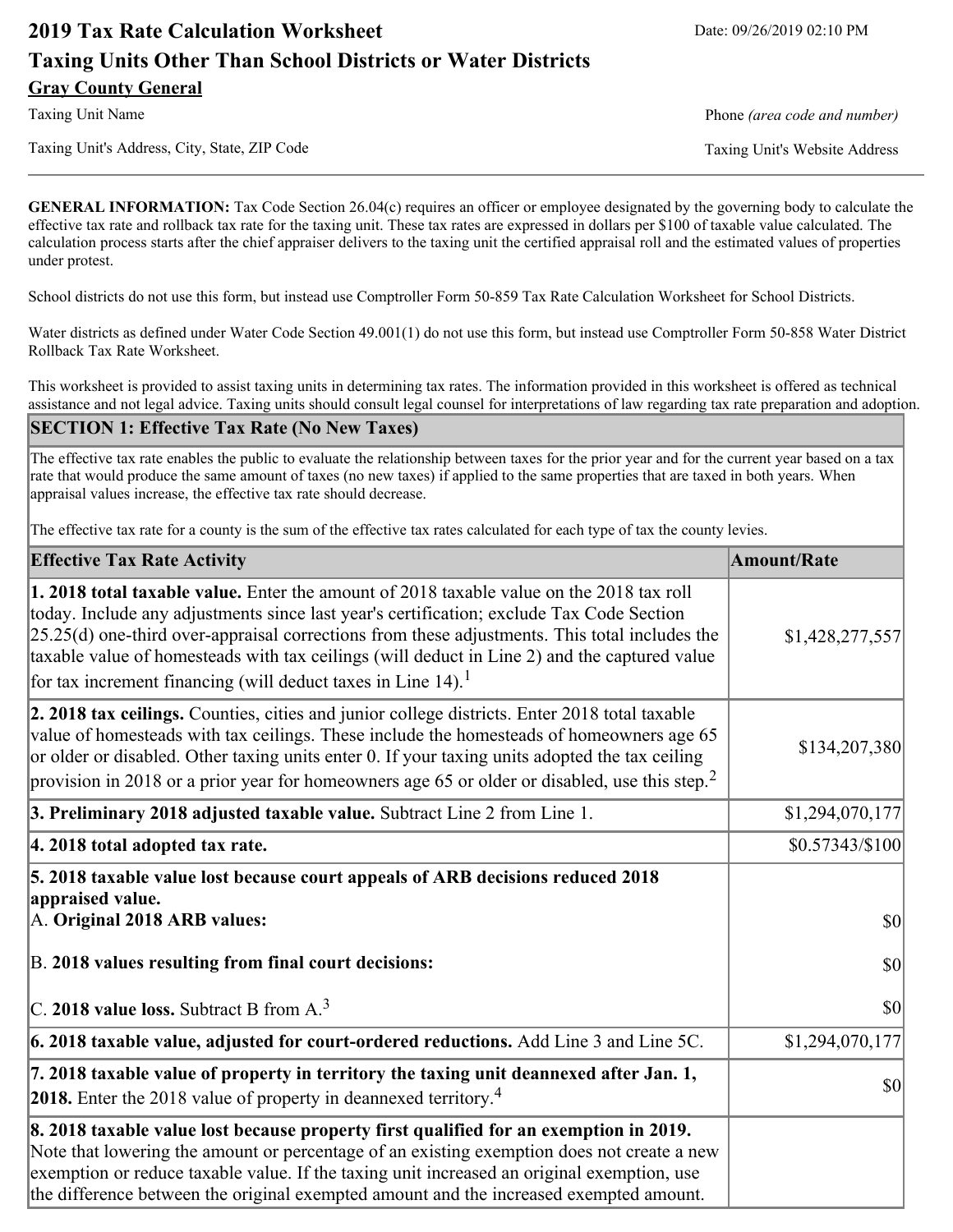# 2019 Tax Rate Calculation Worksheet

Date: 09/26/2019 02:10 PM

## Taxing Units Other Than School Districts or Water Districts

**Gray County General**

Taxing Unit Name

Phone *(area code and number)*

Taxing Unit's Address, City, State, ZIP Code

Taxing Unit's Website Address

**GENERAL INFORMATION:** Tax Code Section 26.04(c) requires an officer or employee designated by the governing body to calculate the effective tax rate and rollback tax rate for the taxing unit. These tax rates are expressed in dollars per $100 of taxable value calculated. The calculation process starts after the chief appraiser delivers to the taxing unit the certified appraisal roll and the estimated values of properties under protest.

School districts do not use this form, but instead use Comptroller Form 50-859 Tax Rate Calculation Worksheet for School Districts.

Water districts as defined under Water Code Section 49.001(1) do not use this form, but instead use Comptroller Form 50-858 Water District Rollback Tax Rate Worksheet.

This worksheet is provided to assist taxing units in determining tax rates. The information provided in this worksheet is offered as technical assistance and not legal advice. Taxing units should consult legal counsel for interpretations of law regarding tax rate preparation and adoption.

## SECTION 1: Effective Tax Rate (No New Taxes)

The effective tax rate enables the public to evaluate the relationship between taxes for the prior year and for the current year based on a tax rate that would produce the same amount of taxes (no new taxes) if applied to the same properties that are taxed in both years. When appraisal values increase, the effective tax rate should decrease.

The effective tax rate for a county is the sum of the effective tax rates calculated for each type of tax the county levies.

| Effective Tax Rate Activity | Amount/Rate |
|---|---|
| **1. 2018 total taxable value.** Enter the amount of 2018 taxable value on the 2018 tax roll today. Include any adjustments since last year's certification; exclude Tax Code Section 25.25(d) one-third over-appraisal corrections from these adjustments. This total includes the taxable value of homesteads with tax ceilings (will deduct in Line 2) and the captured value for tax increment financing (will deduct taxes in Line 14).[1] | $1,428,277,557 |
| **2. 2018 tax ceilings.** Counties, cities and junior college districts. Enter 2018 total taxable value of homesteads with tax ceilings. These include the homesteads of homeowners age 65 or older or disabled. Other taxing units enter 0. If your taxing units adopted the tax ceiling provision in 2018 or a prior year for homeowners age 65 or older or disabled, use this step.[2] | $134,207,380 |
| **3. Preliminary 2018 adjusted taxable value.** Subtract Line 2 from Line 1. | $1,294,070,177 |
| **4. 2018 total adopted tax rate.** | $0.57343/$100 |
| **5. 2018 taxable value lost because court appeals of ARB decisions reduced 2018 appraised value.** | |
| A. **Original 2018 ARB values:** | $0 |
| B. **2018 values resulting from final court decisions:** | $0 |
| C. **2018 value loss.** Subtract B from A.[3] | $0 |
| **6. 2018 taxable value, adjusted for court-ordered reductions.** Add Line 3 and Line 5C. | $1,294,070,177 |
| **7. 2018 taxable value of property in territory the taxing unit deannexed after Jan. 1, 2018.** Enter the 2018 value of property in deannexed territory.[4] | $0 |
| **8. 2018 taxable value lost because property first qualified for an exemption in 2019.** Note that lowering the amount or percentage of an existing exemption does not create a new exemption or reduce taxable value. If the taxing unit increased an original exemption, use the difference between the original exempted amount and the increased exempted amount. | |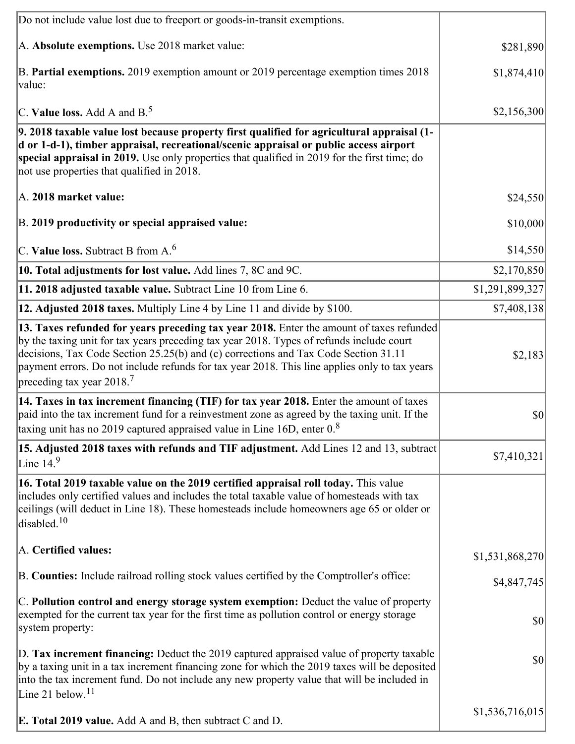| | |
|---|---|
| Do not include value lost due to freeport or goods-in-transit exemptions.<br><br>A. **Absolute exemptions.** Use 2018 market value:<br><br>B. **Partial exemptions.** 2019 exemption amount or 2019 percentage exemption times 2018 value:<br><br>C. **Value loss.** Add A and B.[5] | <br><br>$281,890<br><br>$1,874,410<br><br>$2,156,300 |
| **9. 2018 taxable value lost because property first qualified for agricultural appraisal (1-d or 1-d-1), timber appraisal, recreational/scenic appraisal or public access airport special appraisal in 2019.** Use only properties that qualified in 2019 for the first time; do not use properties that qualified in 2018.<br><br>A. **2018 market value:**<br><br>B. **2019 productivity or special appraised value:**<br><br>C. **Value loss.** Subtract B from A.[6] | <br><br><br><br>$24,550<br><br>$10,000<br><br>$14,550 |
| **10. Total adjustments for lost value.** Add lines 7, 8C and 9C. | $2,170,850 |
| **11. 2018 adjusted taxable value.** Subtract Line 10 from Line 6. | $1,291,899,327 |
| **12. Adjusted 2018 taxes.** Multiply Line 4 by Line 11 and divide by $100. | $7,408,138 |
| **13. Taxes refunded for years preceding tax year 2018.** Enter the amount of taxes refunded by the taxing unit for tax years preceding tax year 2018. Types of refunds include court decisions, Tax Code Section 25.25(b) and (c) corrections and Tax Code Section 31.11 payment errors. Do not include refunds for tax year 2018. This line applies only to tax years preceding tax year 2018.[7] | $2,183 |
| **14. Taxes in tax increment financing (TIF) for tax year 2018.** Enter the amount of taxes paid into the tax increment fund for a reinvestment zone as agreed by the taxing unit. If the taxing unit has no 2019 captured appraised value in Line 16D, enter 0.[8] | $0 |
| **15. Adjusted 2018 taxes with refunds and TIF adjustment.** Add Lines 12 and 13, subtract Line 14.[9] | $7,410,321 |
| **16. Total 2019 taxable value on the 2019 certified appraisal roll today.** This value includes only certified values and includes the total taxable value of homesteads with tax ceilings (will deduct in Line 18). These homesteads include homeowners age 65 or older or disabled.[10]<br><br>A. **Certified values:**<br><br>B. **Counties:** Include railroad rolling stock values certified by the Comptroller's office:<br><br>C. **Pollution control and energy storage system exemption:** Deduct the value of property exempted for the current tax year for the first time as pollution control or energy storage system property:<br><br>D. **Tax increment financing:** Deduct the 2019 captured appraised value of property taxable by a taxing unit in a tax increment financing zone for which the 2019 taxes will be deposited into the tax increment fund. Do not include any new property value that will be included in Line 21 below.[11]<br><br>E. **Total 2019 value.** Add A and B, then subtract C and D. | <br><br><br><br>$1,531,868,270<br><br>$4,847,745<br><br>$0<br><br>$0<br><br>$1,536,716,015 |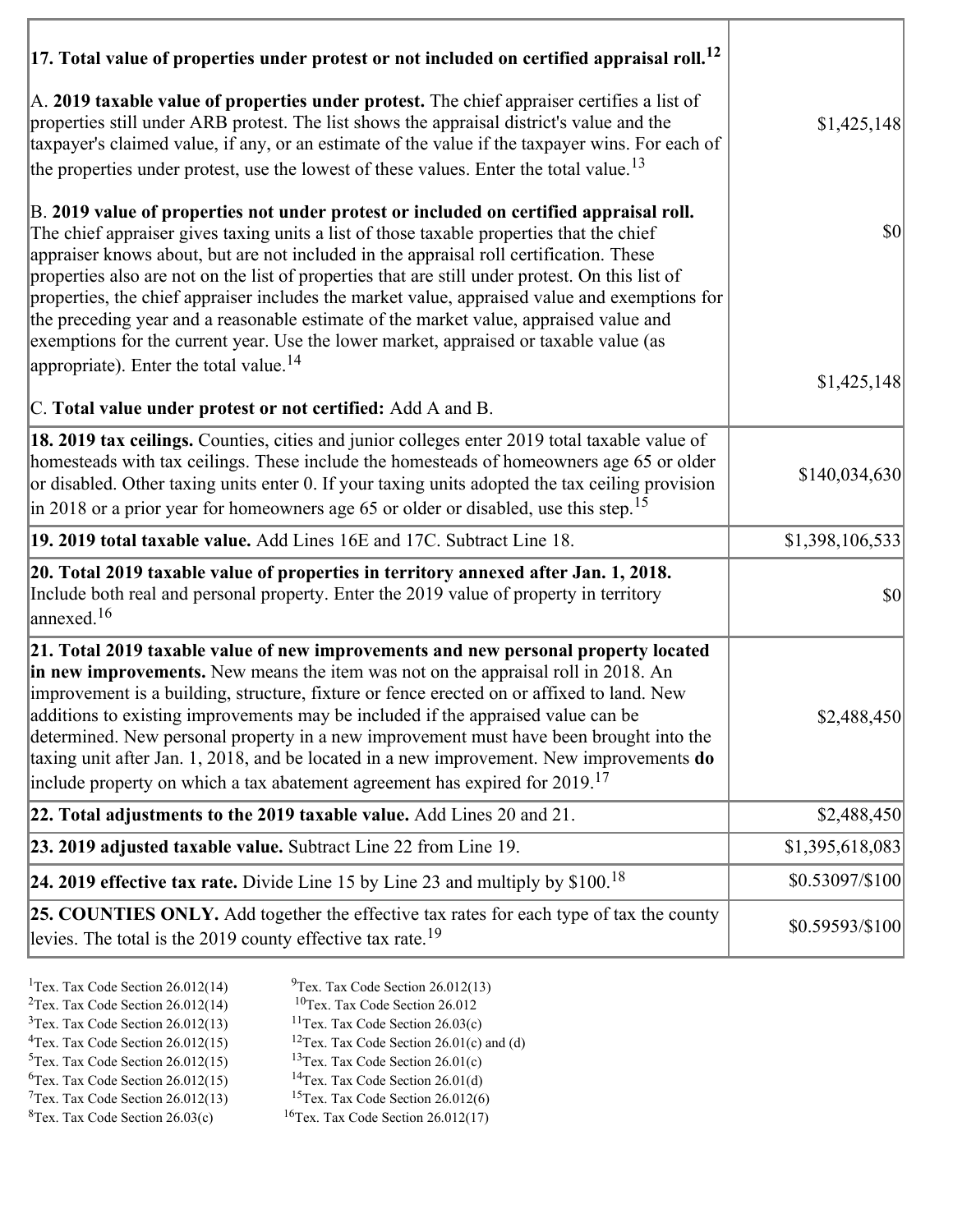| | |
|---|---|
| **17. Total value of properties under protest or not included on certified appraisal roll.**[12] | |
| A. **2019 taxable value of properties under protest.** The chief appraiser certifies a list of properties still under ARB protest. The list shows the appraisal district's value and the taxpayer's claimed value, if any, or an estimate of the value if the taxpayer wins. For each of the properties under protest, use the lowest of these values. Enter the total value.[13] | $1,425,148 |
| B. **2019 value of properties not under protest or included on certified appraisal roll.** The chief appraiser gives taxing units a list of those taxable properties that the chief appraiser knows about, but are not included in the appraisal roll certification. These properties also are not on the list of properties that are still under protest. On this list of properties, the chief appraiser includes the market value, appraised value and exemptions for the preceding year and a reasonable estimate of the market value, appraised value and exemptions for the current year. Use the lower market, appraised or taxable value (as appropriate). Enter the total value.[14] | $0 |
| C. **Total value under protest or not certified:** Add A and B. | $1,425,148 |
| **18. 2019 tax ceilings.** Counties, cities and junior colleges enter 2019 total taxable value of homesteads with tax ceilings. These include the homesteads of homeowners age 65 or older or disabled. Other taxing units enter 0. If your taxing units adopted the tax ceiling provision in 2018 or a prior year for homeowners age 65 or older or disabled, use this step.[15] | $140,034,630 |
| **19. 2019 total taxable value.** Add Lines 16E and 17C. Subtract Line 18. | $1,398,106,533 |
| **20. Total 2019 taxable value of properties in territory annexed after Jan. 1, 2018.** Include both real and personal property. Enter the 2019 value of property in territory annexed.[16] | $0 |
| **21. Total 2019 taxable value of new improvements and new personal property located in new improvements.** New means the item was not on the appraisal roll in 2018. An improvement is a building, structure, fixture or fence erected on or affixed to land. New additions to existing improvements may be included if the appraised value can be determined. New personal property in a new improvement must have been brought into the taxing unit after Jan. 1, 2018, and be located in a new improvement. New improvements **do** include property on which a tax abatement agreement has expired for 2019.[17] | $2,488,450 |
| **22. Total adjustments to the 2019 taxable value.** Add Lines 20 and 21. | $2,488,450 |
| **23. 2019 adjusted taxable value.** Subtract Line 22 from Line 19. | $1,395,618,083 |
| **24. 2019 effective tax rate.** Divide Line 15 by Line 23 and multiply by $100.[18] | $0.53097/$100 |
| **25. COUNTIES ONLY.** Add together the effective tax rates for each type of tax the county levies. The total is the 2019 county effective tax rate.[19] | $0.59593/$100 |

[1]Tex. Tax Code Section 26.012(14)
[2]Tex. Tax Code Section 26.012(14)
[3]Tex. Tax Code Section 26.012(13)
[4]Tex. Tax Code Section 26.012(15)
[5]Tex. Tax Code Section 26.012(15)
[6]Tex. Tax Code Section 26.012(15)
[7]Tex. Tax Code Section 26.012(13)
[8]Tex. Tax Code Section 26.03(c)
[9]Tex. Tax Code Section 26.012(13)
[10]Tex. Tax Code Section 26.012
[11]Tex. Tax Code Section 26.03(c)
[12]Tex. Tax Code Section 26.01(c) and (d)
[13]Tex. Tax Code Section 26.01(c)
[14]Tex. Tax Code Section 26.01(d)
[15]Tex. Tax Code Section 26.012(6)
[16]Tex. Tax Code Section 26.012(17)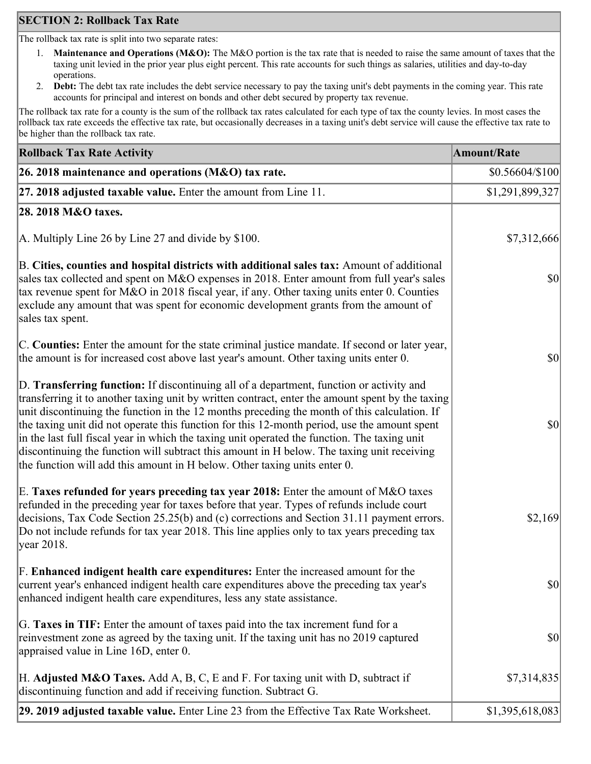## SECTION 2: Rollback Tax Rate

The rollback tax rate is split into two separate rates:

1. **Maintenance and Operations (M&O):** The M&O portion is the tax rate that is needed to raise the same amount of taxes that the taxing unit levied in the prior year plus eight percent. This rate accounts for such things as salaries, utilities and day-to-day operations.
2. **Debt:** The debt tax rate includes the debt service necessary to pay the taxing unit's debt payments in the coming year. This rate accounts for principal and interest on bonds and other debt secured by property tax revenue.

The rollback tax rate for a county is the sum of the rollback tax rates calculated for each type of tax the county levies. In most cases the rollback tax rate exceeds the effective tax rate, but occasionally decreases in a taxing unit's debt service will cause the effective tax rate to be higher than the rollback tax rate.

| Rollback Tax Rate Activity | Amount/Rate |
|---|---|
| **26. 2018 maintenance and operations (M&O) tax rate.** | $0.56604/$100 |
| **27. 2018 adjusted taxable value.** Enter the amount from Line 11. | $1,291,899,327 |
| **28. 2018 M&O taxes.** | |
| A. Multiply Line 26 by Line 27 and divide by $100. | $7,312,666 |
| B. **Cities, counties and hospital districts with additional sales tax:** Amount of additional sales tax collected and spent on M&O expenses in 2018. Enter amount from full year's sales tax revenue spent for M&O in 2018 fiscal year, if any. Other taxing units enter 0. Counties exclude any amount that was spent for economic development grants from the amount of sales tax spent. | $0 |
| C. **Counties:** Enter the amount for the state criminal justice mandate. If second or later year, the amount is for increased cost above last year's amount. Other taxing units enter 0. | $0 |
| D. **Transferring function:** If discontinuing all of a department, function or activity and transferring it to another taxing unit by written contract, enter the amount spent by the taxing unit discontinuing the function in the 12 months preceding the month of this calculation. If the taxing unit did not operate this function for this 12-month period, use the amount spent in the last full fiscal year in which the taxing unit operated the function. The taxing unit discontinuing the function will subtract this amount in H below. The taxing unit receiving the function will add this amount in H below. Other taxing units enter 0. | $0 |
| E. **Taxes refunded for years preceding tax year 2018:** Enter the amount of M&O taxes refunded in the preceding year for taxes before that year. Types of refunds include court decisions, Tax Code Section 25.25(b) and (c) corrections and Section 31.11 payment errors. Do not include refunds for tax year 2018. This line applies only to tax years preceding tax year 2018. | $2,169 |
| F. **Enhanced indigent health care expenditures:** Enter the increased amount for the current year's enhanced indigent health care expenditures above the preceding tax year's enhanced indigent health care expenditures, less any state assistance. | $0 |
| G. **Taxes in TIF:** Enter the amount of taxes paid into the tax increment fund for a reinvestment zone as agreed by the taxing unit. If the taxing unit has no 2019 captured appraised value in Line 16D, enter 0. | $0 |
| H. **Adjusted M&O Taxes.** Add A, B, C, E and F. For taxing unit with D, subtract if discontinuing function and add if receiving function. Subtract G. | $7,314,835 |
| **29. 2019 adjusted taxable value.** Enter Line 23 from the Effective Tax Rate Worksheet. | $1,395,618,083 |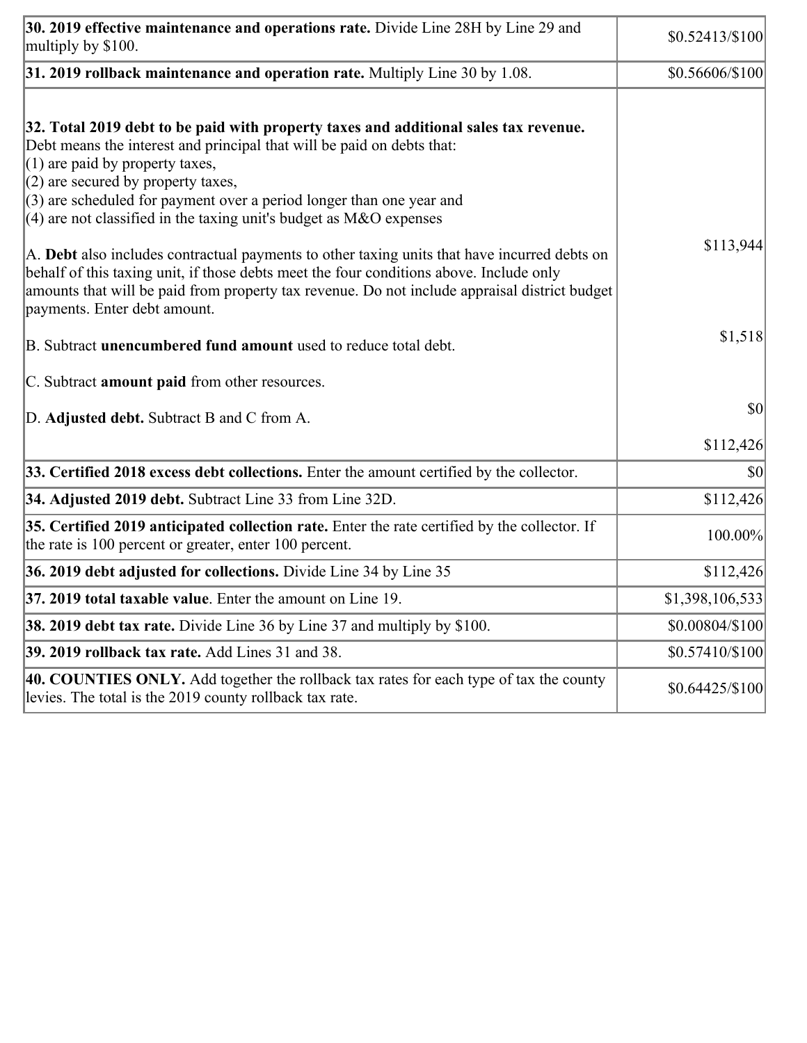| | |
|---|---|
| **30. 2019 effective maintenance and operations rate.** Divide Line 28H by Line 29 and multiply by $100. | $0.52413/$100 |
| **31. 2019 rollback maintenance and operation rate.** Multiply Line 30 by 1.08. | $0.56606/$100 |
| **32. Total 2019 debt to be paid with property taxes and additional sales tax revenue.** Debt means the interest and principal that will be paid on debts that:<br>(1) are paid by property taxes,<br>(2) are secured by property taxes,<br>(3) are scheduled for payment over a period longer than one year and<br>(4) are not classified in the taxing unit's budget as M&O expenses<br><br>A. **Debt** also includes contractual payments to other taxing units that have incurred debts on behalf of this taxing unit, if those debts meet the four conditions above. Include only amounts that will be paid from property tax revenue. Do not include appraisal district budget payments. Enter debt amount.<br><br>B. Subtract **unencumbered fund amount** used to reduce total debt.<br><br>C. Subtract **amount paid** from other resources.<br><br>D. **Adjusted debt.** Subtract B and C from A. | $113,944<br><br>$1,518<br><br>$0<br><br>$112,426 |
| **33. Certified 2018 excess debt collections.** Enter the amount certified by the collector. | $0 |
| **34. Adjusted 2019 debt.** Subtract Line 33 from Line 32D. | $112,426 |
| **35. Certified 2019 anticipated collection rate.** Enter the rate certified by the collector. If the rate is 100 percent or greater, enter 100 percent. | 100.00% |
| **36. 2019 debt adjusted for collections.** Divide Line 34 by Line 35 | $112,426 |
| **37. 2019 total taxable value**. Enter the amount on Line 19. | $1,398,106,533 |
| **38. 2019 debt tax rate.** Divide Line 36 by Line 37 and multiply by $100. | $0.00804/$100 |
| **39. 2019 rollback tax rate.** Add Lines 31 and 38. | $0.57410/$100 |
| **40. COUNTIES ONLY.** Add together the rollback tax rates for each type of tax the county levies. The total is the 2019 county rollback tax rate. | $0.64425/$100 |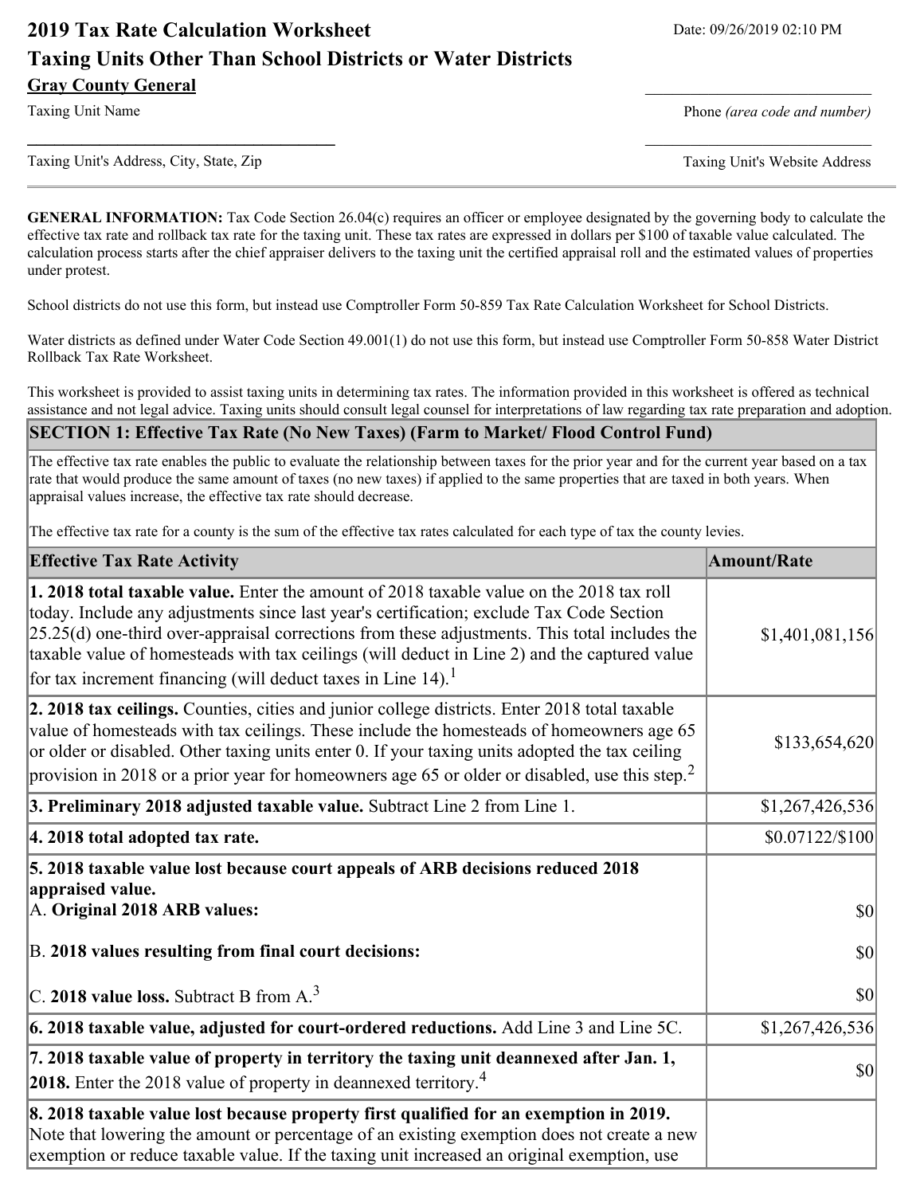# 2019 Tax Rate Calculation Worksheet

Date: 09/26/2019 02:10 PM

## Taxing Units Other Than School Districts or Water Districts

**Gray County General**

Taxing Unit Name

Phone *(area code and number)*

Taxing Unit's Address, City, State, Zip

Taxing Unit's Website Address

---

**GENERAL INFORMATION:** Tax Code Section 26.04(c) requires an officer or employee designated by the governing body to calculate the effective tax rate and rollback tax rate for the taxing unit. These tax rates are expressed in dollars per $100 of taxable value calculated. The calculation process starts after the chief appraiser delivers to the taxing unit the certified appraisal roll and the estimated values of properties under protest.

School districts do not use this form, but instead use Comptroller Form 50-859 Tax Rate Calculation Worksheet for School Districts.

Water districts as defined under Water Code Section 49.001(1) do not use this form, but instead use Comptroller Form 50-858 Water District Rollback Tax Rate Worksheet.

This worksheet is provided to assist taxing units in determining tax rates. The information provided in this worksheet is offered as technical assistance and not legal advice. Taxing units should consult legal counsel for interpretations of law regarding tax rate preparation and adoption.

### SECTION 1: Effective Tax Rate (No New Taxes) (Farm to Market/ Flood Control Fund)

The effective tax rate enables the public to evaluate the relationship between taxes for the prior year and for the current year based on a tax rate that would produce the same amount of taxes (no new taxes) if applied to the same properties that are taxed in both years. When appraisal values increase, the effective tax rate should decrease.

The effective tax rate for a county is the sum of the effective tax rates calculated for each type of tax the county levies.

| Effective Tax Rate Activity | Amount/Rate |
|---|---|
| **1. 2018 total taxable value.** Enter the amount of 2018 taxable value on the 2018 tax roll today. Include any adjustments since last year's certification; exclude Tax Code Section 25.25(d) one-third over-appraisal corrections from these adjustments. This total includes the taxable value of homesteads with tax ceilings (will deduct in Line 2) and the captured value for tax increment financing (will deduct taxes in Line 14).[1] | $1,401,081,156 |
| **2. 2018 tax ceilings.** Counties, cities and junior college districts. Enter 2018 total taxable value of homesteads with tax ceilings. These include the homesteads of homeowners age 65 or older or disabled. Other taxing units enter 0. If your taxing units adopted the tax ceiling provision in 2018 or a prior year for homeowners age 65 or older or disabled, use this step.[2] | $133,654,620 |
| **3. Preliminary 2018 adjusted taxable value.** Subtract Line 2 from Line 1. | $1,267,426,536 |
| **4. 2018 total adopted tax rate.** | $0.07122/$100 |
| **5. 2018 taxable value lost because court appeals of ARB decisions reduced 2018 appraised value.**<br>A. **Original 2018 ARB values:**<br>B. **2018 values resulting from final court decisions:**<br>C. **2018 value loss.** Subtract B from A.[3] | <br><br>$0<br>$0<br>$0 |
| **6. 2018 taxable value, adjusted for court-ordered reductions.** Add Line 3 and Line 5C. | $1,267,426,536 |
| **7. 2018 taxable value of property in territory the taxing unit deannexed after Jan. 1, 2018.** Enter the 2018 value of property in deannexed territory.[4] | $0 |
| **8. 2018 taxable value lost because property first qualified for an exemption in 2019.** Note that lowering the amount or percentage of an existing exemption does not create a new exemption or reduce taxable value. If the taxing unit increased an original exemption, use | |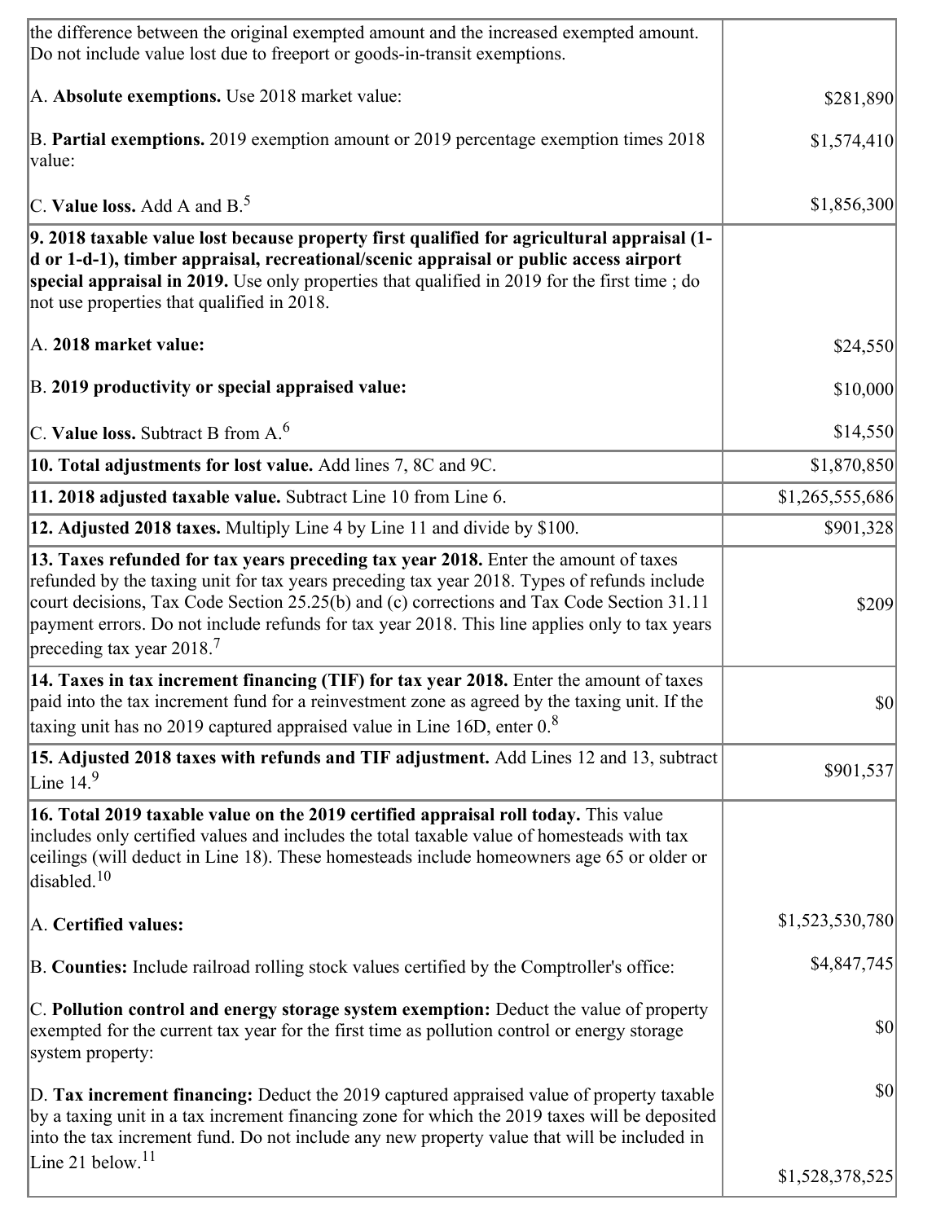| | |
|---|---|
| the difference between the original exempted amount and the increased exempted amount. Do not include value lost due to freeport or goods-in-transit exemptions.<br><br>A. **Absolute exemptions.** Use 2018 market value:<br><br>B. **Partial exemptions.** 2019 exemption amount or 2019 percentage exemption times 2018 value:<br><br>C. **Value loss.** Add A and B.[5] | <br><br>$281,890<br><br>$1,574,410<br><br>$1,856,300 |
| **9. 2018 taxable value lost because property first qualified for agricultural appraisal (1-d or 1-d-1), timber appraisal, recreational/scenic appraisal or public access airport special appraisal in 2019.** Use only properties that qualified in 2019 for the first time ; do not use properties that qualified in 2018.<br><br>A. **2018 market value:**<br><br>B. **2019 productivity or special appraised value:**<br><br>C. **Value loss.** Subtract B from A.[6] | <br><br>$24,550<br><br>$10,000<br><br>$14,550 |
| **10. Total adjustments for lost value.** Add lines 7, 8C and 9C. | $1,870,850 |
| **11. 2018 adjusted taxable value.** Subtract Line 10 from Line 6. | $1,265,555,686 |
| **12. Adjusted 2018 taxes.** Multiply Line 4 by Line 11 and divide by $100. | $901,328 |
| **13. Taxes refunded for tax years preceding tax year 2018.** Enter the amount of taxes refunded by the taxing unit for tax years preceding tax year 2018. Types of refunds include court decisions, Tax Code Section 25.25(b) and (c) corrections and Tax Code Section 31.11 payment errors. Do not include refunds for tax year 2018. This line applies only to tax years preceding tax year 2018.[7] | $209 |
| **14. Taxes in tax increment financing (TIF) for tax year 2018.** Enter the amount of taxes paid into the tax increment fund for a reinvestment zone as agreed by the taxing unit. If the taxing unit has no 2019 captured appraised value in Line 16D, enter 0.[8] | $0 |
| **15. Adjusted 2018 taxes with refunds and TIF adjustment.** Add Lines 12 and 13, subtract Line 14.[9] | $901,537 |
| **16. Total 2019 taxable value on the 2019 certified appraisal roll today.** This value includes only certified values and includes the total taxable value of homesteads with tax ceilings (will deduct in Line 18). These homesteads include homeowners age 65 or older or disabled.[10]<br><br>A. **Certified values:**<br><br>B. **Counties:** Include railroad rolling stock values certified by the Comptroller's office:<br><br>C. **Pollution control and energy storage system exemption:** Deduct the value of property exempted for the current tax year for the first time as pollution control or energy storage system property:<br><br>D. **Tax increment financing:** Deduct the 2019 captured appraised value of property taxable by a taxing unit in a tax increment financing zone for which the 2019 taxes will be deposited into the tax increment fund. Do not include any new property value that will be included in Line 21 below.[11] | <br><br>$1,523,530,780<br><br>$4,847,745<br><br>$0<br><br>$0<br><br>$1,528,378,525 |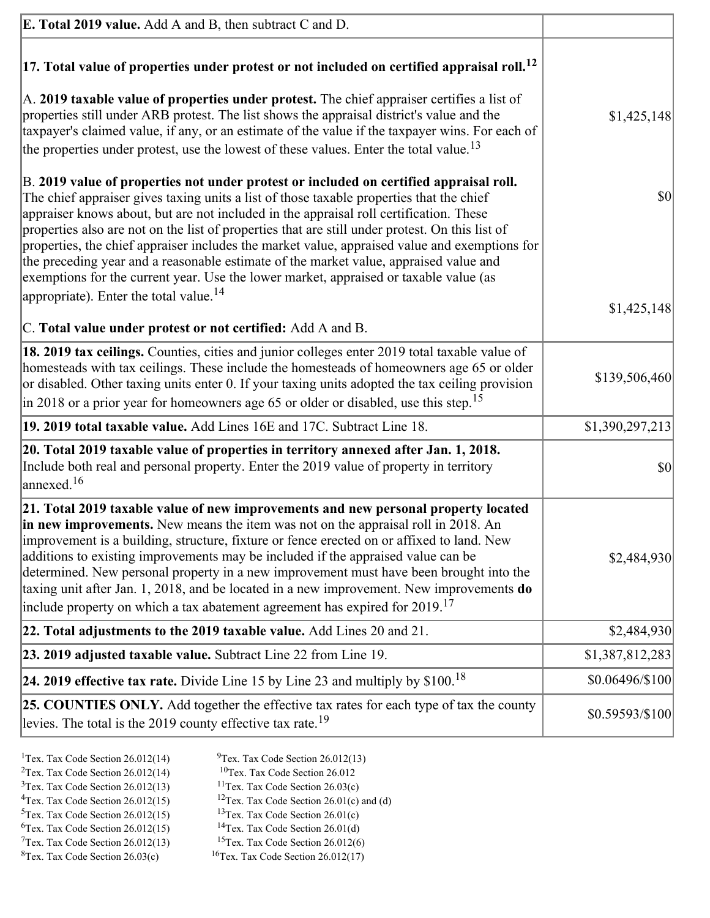| | |
|---|---|
| **E. Total 2019 value.** Add A and B, then subtract C and D. | |
| **17. Total value of properties under protest or not included on certified appraisal roll.**[12]<br><br>A. **2019 taxable value of properties under protest.** The chief appraiser certifies a list of properties still under ARB protest. The list shows the appraisal district's value and the taxpayer's claimed value, if any, or an estimate of the value if the taxpayer wins. For each of the properties under protest, use the lowest of these values. Enter the total value.[13]<br><br>B. **2019 value of properties not under protest or included on certified appraisal roll.** The chief appraiser gives taxing units a list of those taxable properties that the chief appraiser knows about, but are not included in the appraisal roll certification. These properties also are not on the list of properties that are still under protest. On this list of properties, the chief appraiser includes the market value, appraised value and exemptions for the preceding year and a reasonable estimate of the market value, appraised value and exemptions for the current year. Use the lower market, appraised or taxable value (as appropriate). Enter the total value.[14]<br><br>C. **Total value under protest or not certified:** Add A and B. | $1,425,148<br><br>$0<br><br>$1,425,148 |
| **18. 2019 tax ceilings.** Counties, cities and junior colleges enter 2019 total taxable value of homesteads with tax ceilings. These include the homesteads of homeowners age 65 or older or disabled. Other taxing units enter 0. If your taxing units adopted the tax ceiling provision in 2018 or a prior year for homeowners age 65 or older or disabled, use this step.[15] | $139,506,460 |
| **19. 2019 total taxable value.** Add Lines 16E and 17C. Subtract Line 18. | $1,390,297,213 |
| **20. Total 2019 taxable value of properties in territory annexed after Jan. 1, 2018.** Include both real and personal property. Enter the 2019 value of property in territory annexed.[16] | $0 |
| **21. Total 2019 taxable value of new improvements and new personal property located in new improvements.** New means the item was not on the appraisal roll in 2018. An improvement is a building, structure, fixture or fence erected on or affixed to land. New additions to existing improvements may be included if the appraised value can be determined. New personal property in a new improvement must have been brought into the taxing unit after Jan. 1, 2018, and be located in a new improvement. New improvements **do** include property on which a tax abatement agreement has expired for 2019.[17] | $2,484,930 |
| **22. Total adjustments to the 2019 taxable value.** Add Lines 20 and 21. | $2,484,930 |
| **23. 2019 adjusted taxable value.** Subtract Line 22 from Line 19. | $1,387,812,283 |
| **24. 2019 effective tax rate.** Divide Line 15 by Line 23 and multiply by $100.[18] | $0.06496/$100 |
| **25. COUNTIES ONLY.** Add together the effective tax rates for each type of tax the county levies. The total is the 2019 county effective tax rate.[19] | $0.59593/$100 |

[1]Tex. Tax Code Section 26.012(14)
[2]Tex. Tax Code Section 26.012(14)
[3]Tex. Tax Code Section 26.012(13)
[4]Tex. Tax Code Section 26.012(15)
[5]Tex. Tax Code Section 26.012(15)
[6]Tex. Tax Code Section 26.012(15)
[7]Tex. Tax Code Section 26.012(13)
[8]Tex. Tax Code Section 26.03(c)
[9]Tex. Tax Code Section 26.012(13)
[10]Tex. Tax Code Section 26.012
[11]Tex. Tax Code Section 26.03(c)
[12]Tex. Tax Code Section 26.01(c) and (d)
[13]Tex. Tax Code Section 26.01(c)
[14]Tex. Tax Code Section 26.01(d)
[15]Tex. Tax Code Section 26.012(6)
[16]Tex. Tax Code Section 26.012(17)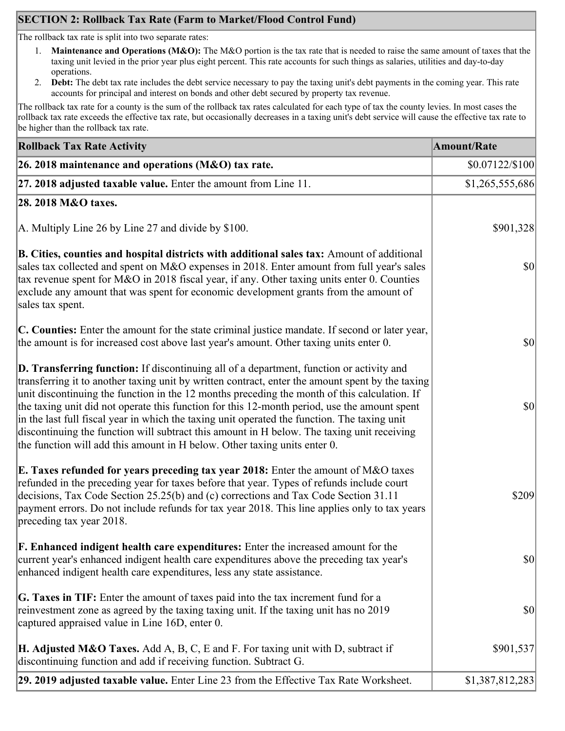## SECTION 2: Rollback Tax Rate (Farm to Market/Flood Control Fund)

The rollback tax rate is split into two separate rates:

1. **Maintenance and Operations (M&O):** The M&O portion is the tax rate that is needed to raise the same amount of taxes that the taxing unit levied in the prior year plus eight percent. This rate accounts for such things as salaries, utilities and day-to-day operations.
2. **Debt:** The debt tax rate includes the debt service necessary to pay the taxing unit's debt payments in the coming year. This rate accounts for principal and interest on bonds and other debt secured by property tax revenue.

The rollback tax rate for a county is the sum of the rollback tax rates calculated for each type of tax the county levies. In most cases the rollback tax rate exceeds the effective tax rate, but occasionally decreases in a taxing unit's debt service will cause the effective tax rate to be higher than the rollback tax rate.

| Rollback Tax Rate Activity | Amount/Rate |
|---|---|
| **26. 2018 maintenance and operations (M&O) tax rate.** | $0.07122/$100 |
| **27. 2018 adjusted taxable value.** Enter the amount from Line 11. | $1,265,555,686 |
| **28. 2018 M&O taxes.** | |
| A. Multiply Line 26 by Line 27 and divide by $100. | $901,328 |
| **B. Cities, counties and hospital districts with additional sales tax:** Amount of additional sales tax collected and spent on M&O expenses in 2018. Enter amount from full year's sales tax revenue spent for M&O in 2018 fiscal year, if any. Other taxing units enter 0. Counties exclude any amount that was spent for economic development grants from the amount of sales tax spent. | $0 |
| **C. Counties:** Enter the amount for the state criminal justice mandate. If second or later year, the amount is for increased cost above last year's amount. Other taxing units enter 0. | $0 |
| **D. Transferring function:** If discontinuing all of a department, function or activity and transferring it to another taxing unit by written contract, enter the amount spent by the taxing unit discontinuing the function in the 12 months preceding the month of this calculation. If the taxing unit did not operate this function for this 12-month period, use the amount spent in the last full fiscal year in which the taxing unit operated the function. The taxing unit discontinuing the function will subtract this amount in H below. The taxing unit receiving the function will add this amount in H below. Other taxing units enter 0. | $0 |
| **E. Taxes refunded for years preceding tax year 2018:** Enter the amount of M&O taxes refunded in the preceding year for taxes before that year. Types of refunds include court decisions, Tax Code Section 25.25(b) and (c) corrections and Tax Code Section 31.11 payment errors. Do not include refunds for tax year 2018. This line applies only to tax years preceding tax year 2018. | $209 |
| **F. Enhanced indigent health care expenditures:** Enter the increased amount for the current year's enhanced indigent health care expenditures above the preceding tax year's enhanced indigent health care expenditures, less any state assistance. | $0 |
| **G. Taxes in TIF:** Enter the amount of taxes paid into the tax increment fund for a reinvestment zone as agreed by the taxing taxing unit. If the taxing unit has no 2019 captured appraised value in Line 16D, enter 0. | $0 |
| **H. Adjusted M&O Taxes.** Add A, B, C, E and F. For taxing unit with D, subtract if discontinuing function and add if receiving function. Subtract G. | $901,537 |
| **29. 2019 adjusted taxable value.** Enter Line 23 from the Effective Tax Rate Worksheet. | $1,387,812,283 |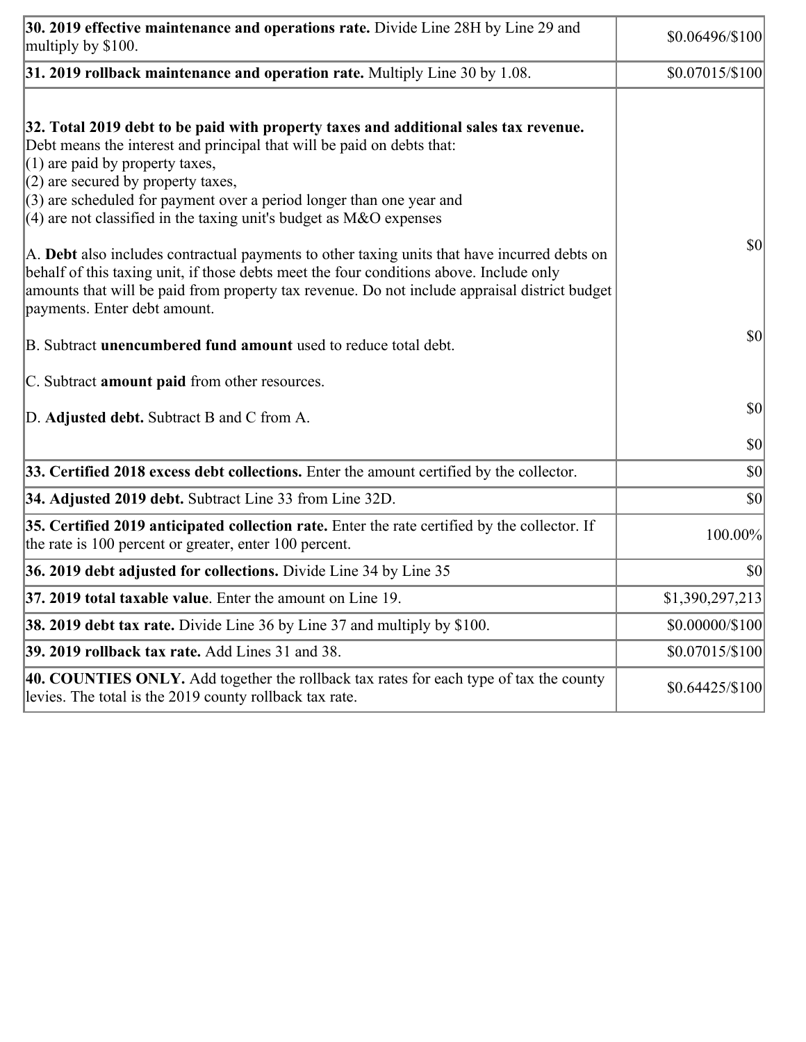| | |
|---|---|
| **30. 2019 effective maintenance and operations rate.** Divide Line 28H by Line 29 and multiply by $100. | $0.06496/$100 |
| **31. 2019 rollback maintenance and operation rate.** Multiply Line 30 by 1.08. | $0.07015/$100 |
| **32. Total 2019 debt to be paid with property taxes and additional sales tax revenue.** Debt means the interest and principal that will be paid on debts that:<br>(1) are paid by property taxes,<br>(2) are secured by property taxes,<br>(3) are scheduled for payment over a period longer than one year and<br>(4) are not classified in the taxing unit's budget as M&O expenses<br><br>A. **Debt** also includes contractual payments to other taxing units that have incurred debts on behalf of this taxing unit, if those debts meet the four conditions above. Include only amounts that will be paid from property tax revenue. Do not include appraisal district budget payments. Enter debt amount.<br><br>B. Subtract **unencumbered fund amount** used to reduce total debt.<br><br>C. Subtract **amount paid** from other resources.<br><br>D. **Adjusted debt.** Subtract B and C from A. | <br><br><br><br><br><br>$0<br><br>$0<br><br>$0<br><br>$0 |
| **33. Certified 2018 excess debt collections.** Enter the amount certified by the collector. | $0 |
| **34. Adjusted 2019 debt.** Subtract Line 33 from Line 32D. | $0 |
| **35. Certified 2019 anticipated collection rate.** Enter the rate certified by the collector. If the rate is 100 percent or greater, enter 100 percent. | 100.00% |
| **36. 2019 debt adjusted for collections.** Divide Line 34 by Line 35 | $0 |
| **37. 2019 total taxable value**. Enter the amount on Line 19. | $1,390,297,213 |
| **38. 2019 debt tax rate.** Divide Line 36 by Line 37 and multiply by $100. | $0.00000/$100 |
| **39. 2019 rollback tax rate.** Add Lines 31 and 38. | $0.07015/$100 |
| **40. COUNTIES ONLY.** Add together the rollback tax rates for each type of tax the county levies. The total is the 2019 county rollback tax rate. | $0.64425/$100 |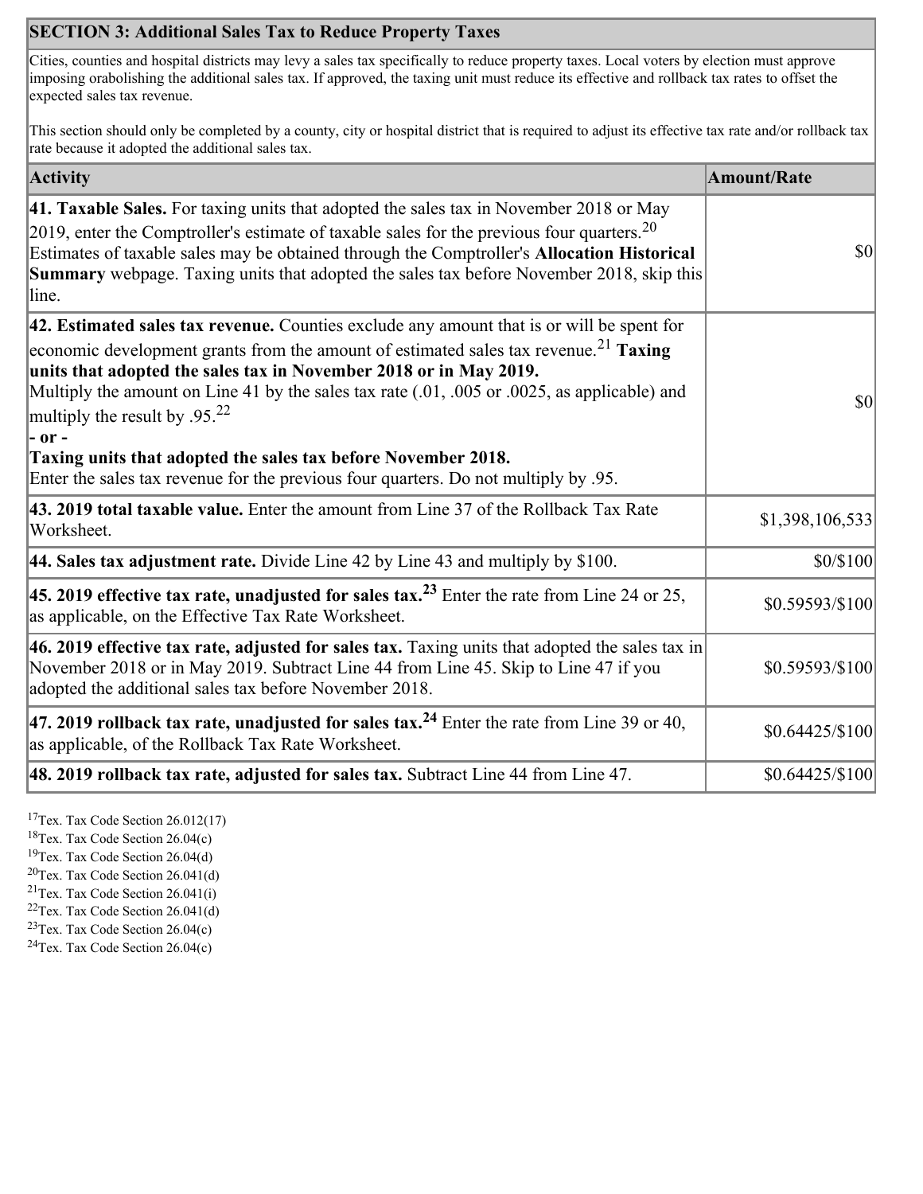## SECTION 3: Additional Sales Tax to Reduce Property Taxes

Cities, counties and hospital districts may levy a sales tax specifically to reduce property taxes. Local voters by election must approve imposing orabolishing the additional sales tax. If approved, the taxing unit must reduce its effective and rollback tax rates to offset the expected sales tax revenue.

This section should only be completed by a county, city or hospital district that is required to adjust its effective tax rate and/or rollback tax rate because it adopted the additional sales tax.

| Activity | Amount/Rate |
|---|---|
| **41. Taxable Sales.** For taxing units that adopted the sales tax in November 2018 or May 2019, enter the Comptroller's estimate of taxable sales for the previous four quarters.[20] Estimates of taxable sales may be obtained through the Comptroller's **Allocation Historical Summary** webpage. Taxing units that adopted the sales tax before November 2018, skip this line. | $0 |
| **42. Estimated sales tax revenue.** Counties exclude any amount that is or will be spent for economic development grants from the amount of estimated sales tax revenue.[21] **Taxing units that adopted the sales tax in November 2018 or in May 2019.** Multiply the amount on Line 41 by the sales tax rate (.01, .005 or .0025, as applicable) and multiply the result by .95.[22] **- or -** **Taxing units that adopted the sales tax before November 2018.** Enter the sales tax revenue for the previous four quarters. Do not multiply by .95. | $0 |
| **43. 2019 total taxable value.** Enter the amount from Line 37 of the Rollback Tax Rate Worksheet. | $1,398,106,533 |
| **44. Sales tax adjustment rate.** Divide Line 42 by Line 43 and multiply by $100. | $0/$100 |
| **45. 2019 effective tax rate, unadjusted for sales tax.**[23] Enter the rate from Line 24 or 25, as applicable, on the Effective Tax Rate Worksheet. | $0.59593/$100 |
| **46. 2019 effective tax rate, adjusted for sales tax.** Taxing units that adopted the sales tax in November 2018 or in May 2019. Subtract Line 44 from Line 45. Skip to Line 47 if you adopted the additional sales tax before November 2018. | $0.59593/$100 |
| **47. 2019 rollback tax rate, unadjusted for sales tax.**[24] Enter the rate from Line 39 or 40, as applicable, of the Rollback Tax Rate Worksheet. | $0.64425/$100 |
| **48. 2019 rollback tax rate, adjusted for sales tax.** Subtract Line 44 from Line 47. | $0.64425/$100 |

[17] Tex. Tax Code Section 26.012(17)
[18] Tex. Tax Code Section 26.04(c)
[19] Tex. Tax Code Section 26.04(d)
[20] Tex. Tax Code Section 26.041(d)
[21] Tex. Tax Code Section 26.041(i)
[22] Tex. Tax Code Section 26.041(d)
[23] Tex. Tax Code Section 26.04(c)
[24] Tex. Tax Code Section 26.04(c)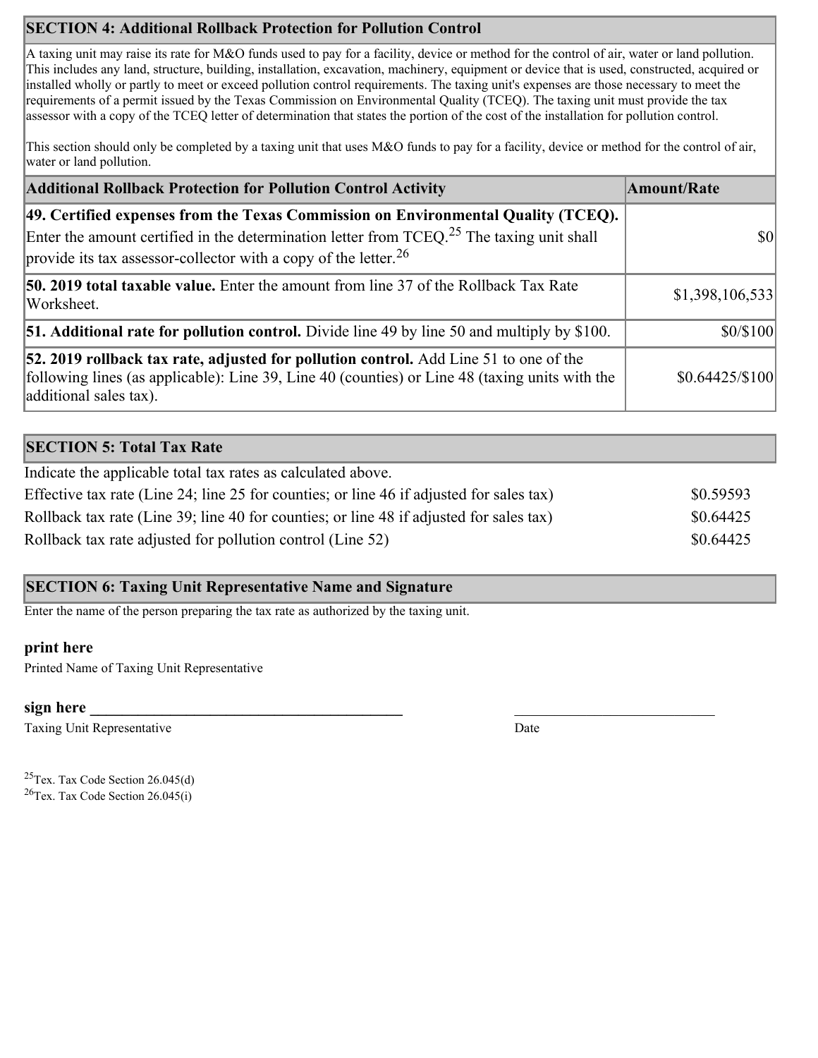## SECTION 4: Additional Rollback Protection for Pollution Control

A taxing unit may raise its rate for M&O funds used to pay for a facility, device or method for the control of air, water or land pollution. This includes any land, structure, building, installation, excavation, machinery, equipment or device that is used, constructed, acquired or installed wholly or partly to meet or exceed pollution control requirements. The taxing unit's expenses are those necessary to meet the requirements of a permit issued by the Texas Commission on Environmental Quality (TCEQ). The taxing unit must provide the tax assessor with a copy of the TCEQ letter of determination that states the portion of the cost of the installation for pollution control.

This section should only be completed by a taxing unit that uses M&O funds to pay for a facility, device or method for the control of air, water or land pollution.

| Additional Rollback Protection for Pollution Control Activity | Amount/Rate |
|---|---|
| **49. Certified expenses from the Texas Commission on Environmental Quality (TCEQ).** Enter the amount certified in the determination letter from TCEQ.[25] The taxing unit shall provide its tax assessor-collector with a copy of the letter.[26] | $0 |
| **50. 2019 total taxable value.** Enter the amount from line 37 of the Rollback Tax Rate Worksheet. | $1,398,106,533 |
| **51. Additional rate for pollution control.** Divide line 49 by line 50 and multiply by $100. | $0/$100 |
| **52. 2019 rollback tax rate, adjusted for pollution control.** Add Line 51 to one of the following lines (as applicable): Line 39, Line 40 (counties) or Line 48 (taxing units with the additional sales tax). | $0.64425/$100 |

## SECTION 5: Total Tax Rate

Indicate the applicable total tax rates as calculated above.

| | |
|---|---|
| Effective tax rate (Line 24; line 25 for counties; or line 46 if adjusted for sales tax) | $0.59593 |
| Rollback tax rate (Line 39; line 40 for counties; or line 48 if adjusted for sales tax) | $0.64425 |
| Rollback tax rate adjusted for pollution control (Line 52) | $0.64425 |

## SECTION 6: Taxing Unit Representative Name and Signature

Enter the name of the person preparing the tax rate as authorized by the taxing unit.

**print here**

Printed Name of Taxing Unit Representative

**sign here** ________________________________________ ____________________________

Taxing Unit Representative Date

[25]Tex. Tax Code Section 26.045(d)
[26]Tex. Tax Code Section 26.045(i)